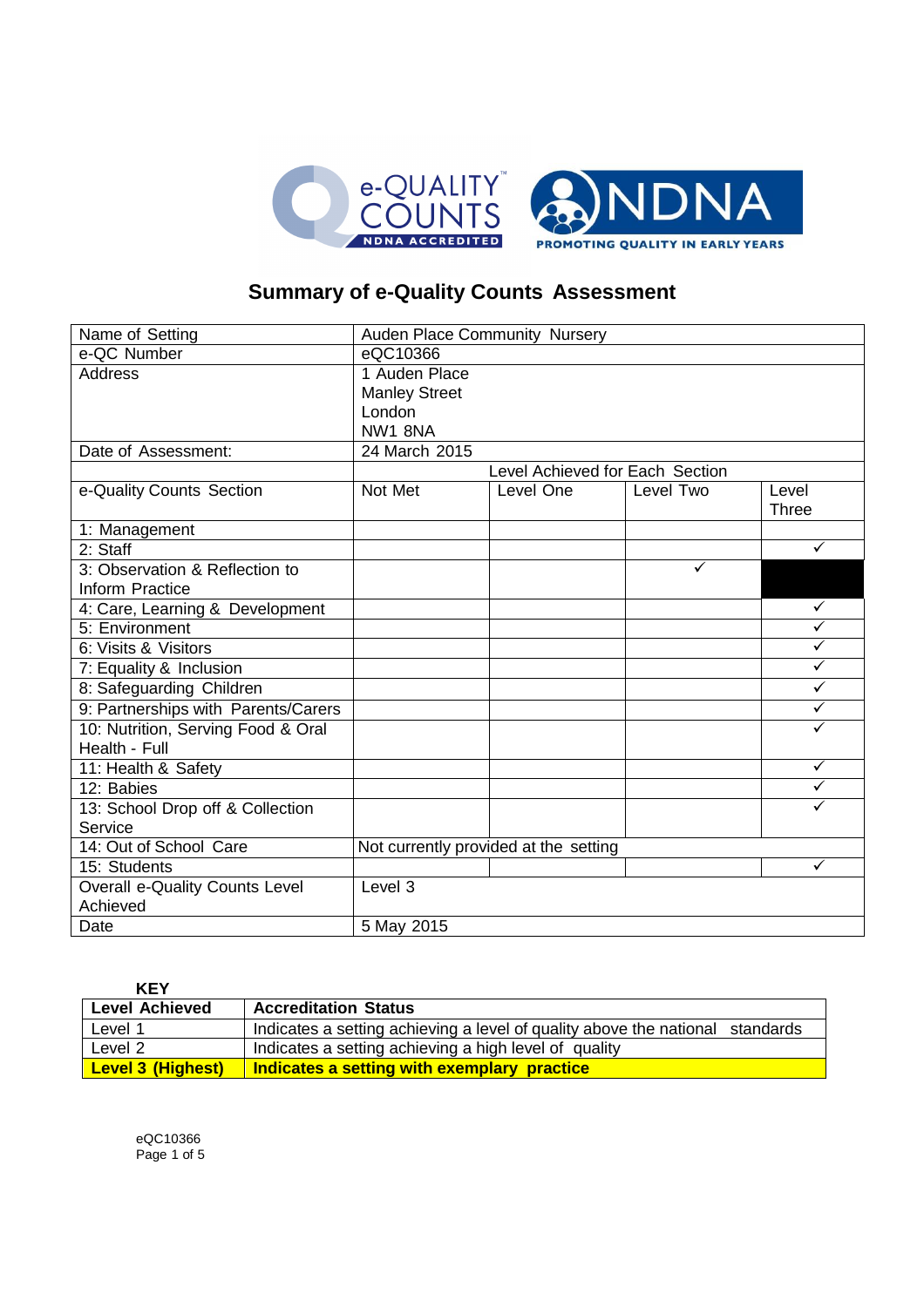# Summary of e-Quality Counts Assessment

| Name of Setting | Auden Place Community Nursery | | | |
|---|---|---|---|---|
| e-QC Number | eQC10366 | | | |
| Address | 1 Auden Place<br>Manley Street<br>London<br>NW1 8NA | | | |
| Date of Assessment: | 24 March 2015 | | | |
| | Level Achieved for Each Section | | | |
| e-Quality Counts Section | Not Met | Level One | Level Two | Level Three |
| 1: Management | | | | |
| 2: Staff | | | | ✓ |
| 3: Observation & Reflection to Inform Practice | | | ✓ | |
| 4: Care, Learning & Development | | | | ✓ |
| 5: Environment | | | | ✓ |
| 6: Visits & Visitors | | | | ✓ |
| 7: Equality & Inclusion | | | | ✓ |
| 8: Safeguarding Children | | | | ✓ |
| 9: Partnerships with Parents/Carers | | | | ✓ |
| 10: Nutrition, Serving Food & Oral Health - Full | | | | ✓ |
| 11: Health & Safety | | | | ✓ |
| 12: Babies | | | | ✓ |
| 13: School Drop off & Collection Service | | | | ✓ |
| 14: Out of School Care | Not currently provided at the setting | | | |
| 15: Students | | | | ✓ |
| Overall e-Quality Counts Level Achieved | Level 3 | | | |
| Date | 5 May 2015 | | | |

**KEY**

| Level Achieved | Accreditation Status |
|---|---|
| Level 1 | Indicates a setting achieving a level of quality above the national standards |
| Level 2 | Indicates a setting achieving a high level of quality |
| **Level 3 (Highest)** | **Indicates a setting with exemplary practice** |

eQC10366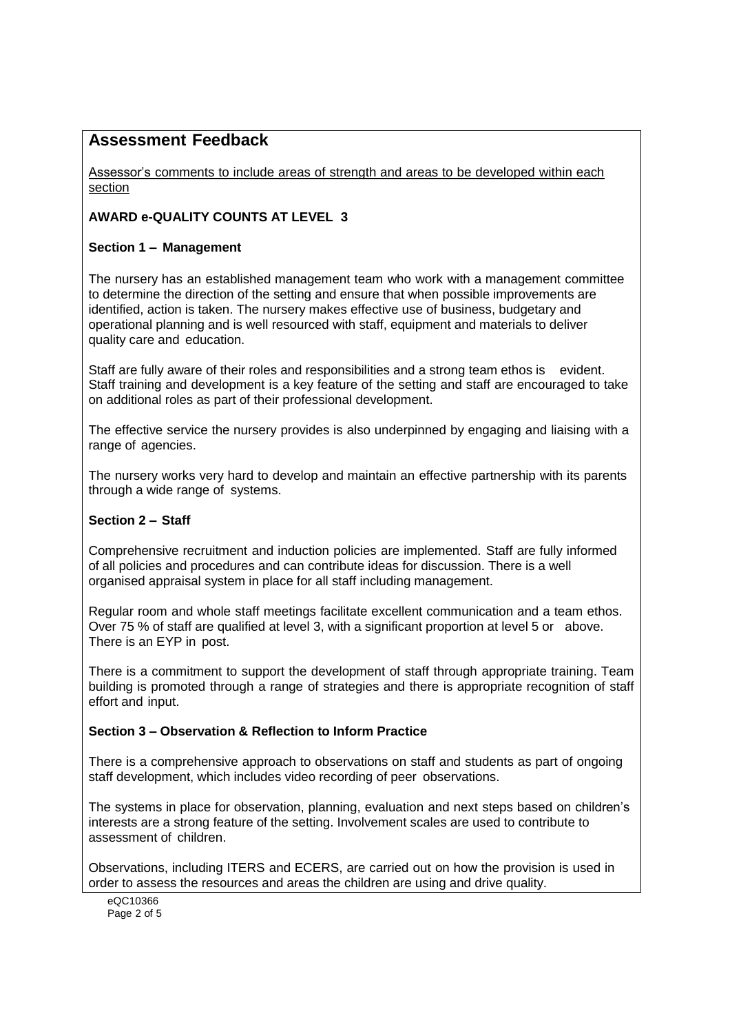## Assessment Feedback

Assessor's comments to include areas of strength and areas to be developed within each section

**AWARD e-QUALITY COUNTS AT LEVEL 3**

**Section 1 – Management**

The nursery has an established management team who work with a management committee to determine the direction of the setting and ensure that when possible improvements are identified, action is taken. The nursery makes effective use of business, budgetary and operational planning and is well resourced with staff, equipment and materials to deliver quality care and education.

Staff are fully aware of their roles and responsibilities and a strong team ethos is evident. Staff training and development is a key feature of the setting and staff are encouraged to take on additional roles as part of their professional development.

The effective service the nursery provides is also underpinned by engaging and liaising with a range of agencies.

The nursery works very hard to develop and maintain an effective partnership with its parents through a wide range of systems.

**Section 2 – Staff**

Comprehensive recruitment and induction policies are implemented. Staff are fully informed of all policies and procedures and can contribute ideas for discussion. There is a well organised appraisal system in place for all staff including management.

Regular room and whole staff meetings facilitate excellent communication and a team ethos. Over 75 % of staff are qualified at level 3, with a significant proportion at level 5 or above. There is an EYP in post.

There is a commitment to support the development of staff through appropriate training. Team building is promoted through a range of strategies and there is appropriate recognition of staff effort and input.

**Section 3 – Observation & Reflection to Inform Practice**

There is a comprehensive approach to observations on staff and students as part of ongoing staff development, which includes video recording of peer observations.

The systems in place for observation, planning, evaluation and next steps based on children's interests are a strong feature of the setting. Involvement scales are used to contribute to assessment of children.

Observations, including ITERS and ECERS, are carried out on how the provision is used in order to assess the resources and areas the children are using and drive quality.

eQC10366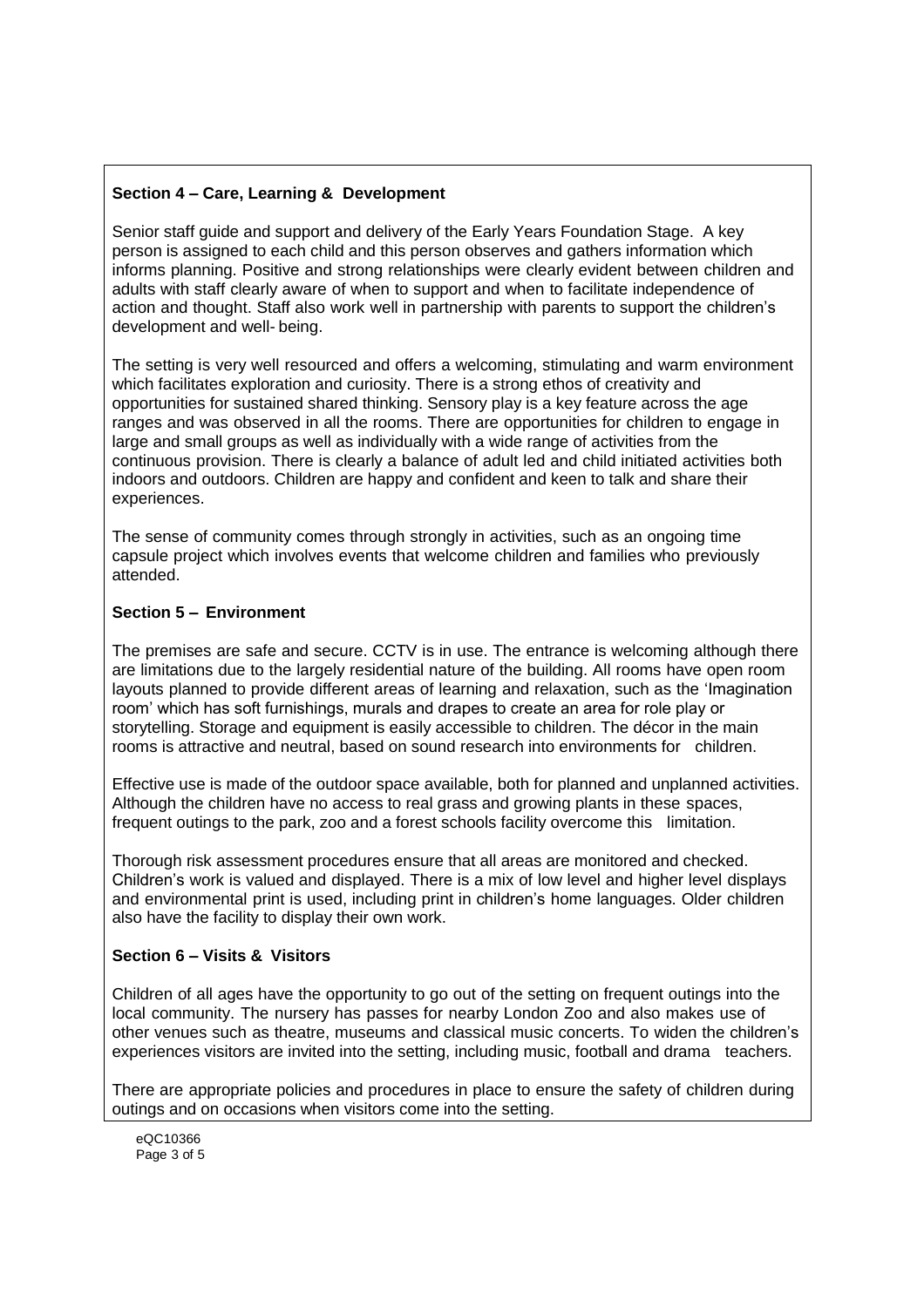## Section 4 – Care, Learning & Development

Senior staff guide and support and delivery of the Early Years Foundation Stage. A key person is assigned to each child and this person observes and gathers information which informs planning. Positive and strong relationships were clearly evident between children and adults with staff clearly aware of when to support and when to facilitate independence of action and thought. Staff also work well in partnership with parents to support the children's development and well- being.

The setting is very well resourced and offers a welcoming, stimulating and warm environment which facilitates exploration and curiosity. There is a strong ethos of creativity and opportunities for sustained shared thinking. Sensory play is a key feature across the age ranges and was observed in all the rooms. There are opportunities for children to engage in large and small groups as well as individually with a wide range of activities from the continuous provision. There is clearly a balance of adult led and child initiated activities both indoors and outdoors. Children are happy and confident and keen to talk and share their experiences.

The sense of community comes through strongly in activities, such as an ongoing time capsule project which involves events that welcome children and families who previously attended.

## Section 5 – Environment

The premises are safe and secure. CCTV is in use. The entrance is welcoming although there are limitations due to the largely residential nature of the building. All rooms have open room layouts planned to provide different areas of learning and relaxation, such as the 'Imagination room' which has soft furnishings, murals and drapes to create an area for role play or storytelling. Storage and equipment is easily accessible to children. The décor in the main rooms is attractive and neutral, based on sound research into environments for children.

Effective use is made of the outdoor space available, both for planned and unplanned activities. Although the children have no access to real grass and growing plants in these spaces, frequent outings to the park, zoo and a forest schools facility overcome this limitation.

Thorough risk assessment procedures ensure that all areas are monitored and checked. Children's work is valued and displayed. There is a mix of low level and higher level displays and environmental print is used, including print in children's home languages. Older children also have the facility to display their own work.

## Section 6 – Visits & Visitors

Children of all ages have the opportunity to go out of the setting on frequent outings into the local community. The nursery has passes for nearby London Zoo and also makes use of other venues such as theatre, museums and classical music concerts. To widen the children's experiences visitors are invited into the setting, including music, football and drama teachers.

There are appropriate policies and procedures in place to ensure the safety of children during outings and on occasions when visitors come into the setting.

eQC10366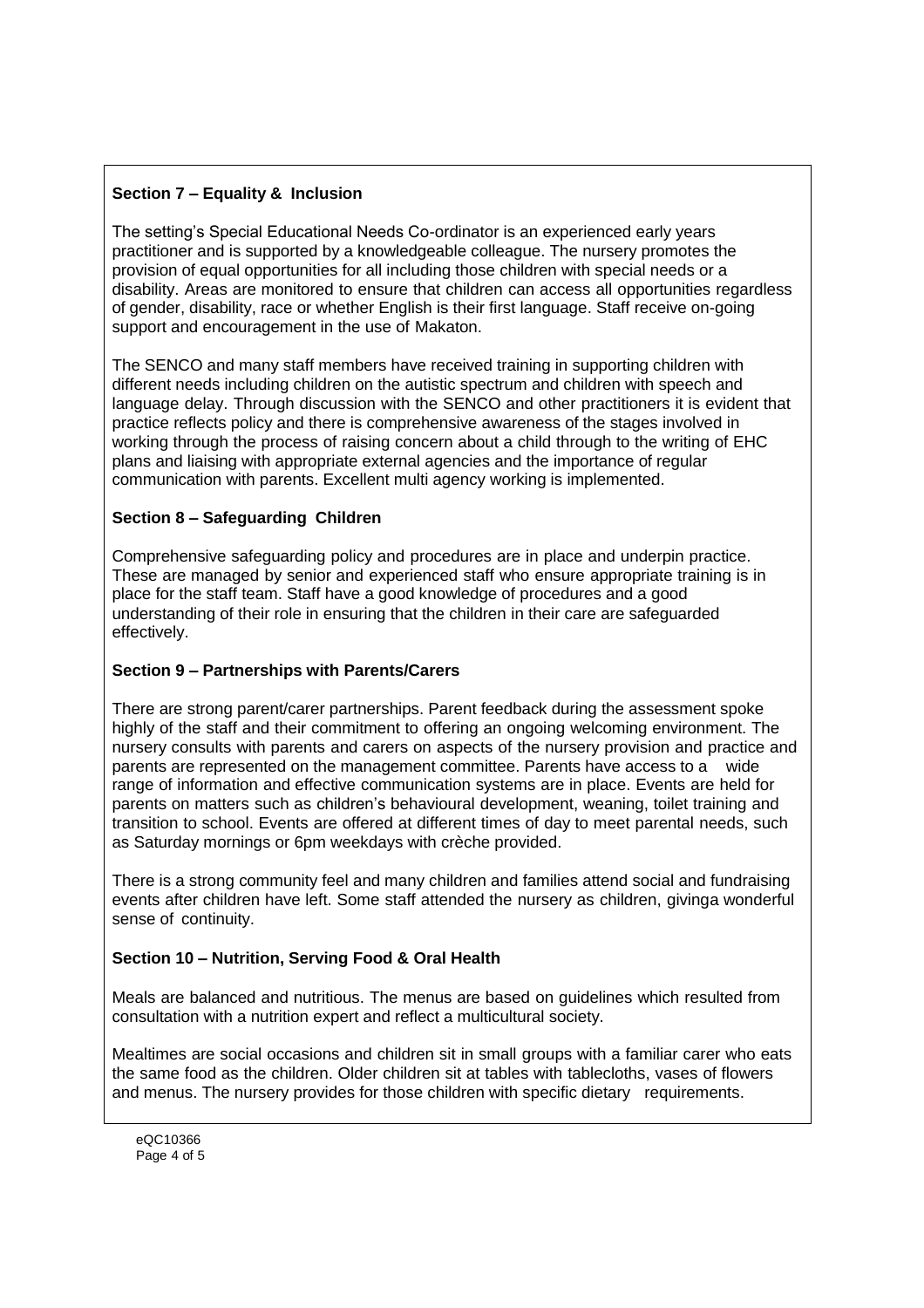**Section 7 – Equality & Inclusion**

The setting's Special Educational Needs Co-ordinator is an experienced early years practitioner and is supported by a knowledgeable colleague. The nursery promotes the provision of equal opportunities for all including those children with special needs or a disability. Areas are monitored to ensure that children can access all opportunities regardless of gender, disability, race or whether English is their first language. Staff receive on-going support and encouragement in the use of Makaton.

The SENCO and many staff members have received training in supporting children with different needs including children on the autistic spectrum and children with speech and language delay. Through discussion with the SENCO and other practitioners it is evident that practice reflects policy and there is comprehensive awareness of the stages involved in working through the process of raising concern about a child through to the writing of EHC plans and liaising with appropriate external agencies and the importance of regular communication with parents. Excellent multi agency working is implemented.

**Section 8 – Safeguarding Children**

Comprehensive safeguarding policy and procedures are in place and underpin practice. These are managed by senior and experienced staff who ensure appropriate training is in place for the staff team. Staff have a good knowledge of procedures and a good understanding of their role in ensuring that the children in their care are safeguarded effectively.

**Section 9 – Partnerships with Parents/Carers**

There are strong parent/carer partnerships. Parent feedback during the assessment spoke highly of the staff and their commitment to offering an ongoing welcoming environment. The nursery consults with parents and carers on aspects of the nursery provision and practice and parents are represented on the management committee. Parents have access to a wide range of information and effective communication systems are in place. Events are held for parents on matters such as children's behavioural development, weaning, toilet training and transition to school. Events are offered at different times of day to meet parental needs, such as Saturday mornings or 6pm weekdays with crèche provided.

There is a strong community feel and many children and families attend social and fundraising events after children have left. Some staff attended the nursery as children, givinga wonderful sense of continuity.

**Section 10 – Nutrition, Serving Food & Oral Health**

Meals are balanced and nutritious. The menus are based on guidelines which resulted from consultation with a nutrition expert and reflect a multicultural society.

Mealtimes are social occasions and children sit in small groups with a familiar carer who eats the same food as the children. Older children sit at tables with tablecloths, vases of flowers and menus. The nursery provides for those children with specific dietary requirements.

eQC10366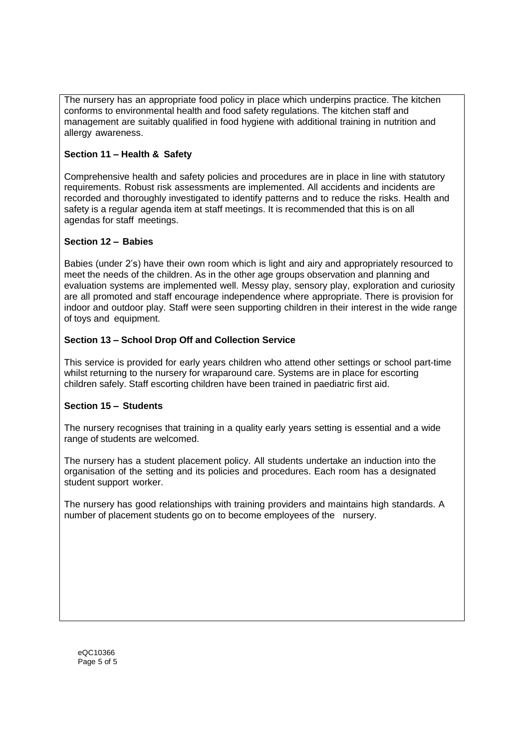The nursery has an appropriate food policy in place which underpins practice. The kitchen conforms to environmental health and food safety regulations. The kitchen staff and management are suitably qualified in food hygiene with additional training in nutrition and allergy awareness.

**Section 11 – Health & Safety**

Comprehensive health and safety policies and procedures are in place in line with statutory requirements. Robust risk assessments are implemented. All accidents and incidents are recorded and thoroughly investigated to identify patterns and to reduce the risks. Health and safety is a regular agenda item at staff meetings. It is recommended that this is on all agendas for staff meetings.

**Section 12 – Babies**

Babies (under 2's) have their own room which is light and airy and appropriately resourced to meet the needs of the children. As in the other age groups observation and planning and evaluation systems are implemented well. Messy play, sensory play, exploration and curiosity are all promoted and staff encourage independence where appropriate. There is provision for indoor and outdoor play. Staff were seen supporting children in their interest in the wide range of toys and equipment.

**Section 13 – School Drop Off and Collection Service**

This service is provided for early years children who attend other settings or school part-time whilst returning to the nursery for wraparound care. Systems are in place for escorting children safely. Staff escorting children have been trained in paediatric first aid.

**Section 15 – Students**

The nursery recognises that training in a quality early years setting is essential and a wide range of students are welcomed.

The nursery has a student placement policy. All students undertake an induction into the organisation of the setting and its policies and procedures. Each room has a designated student support worker.

The nursery has good relationships with training providers and maintains high standards. A number of placement students go on to become employees of the nursery.

eQC10366